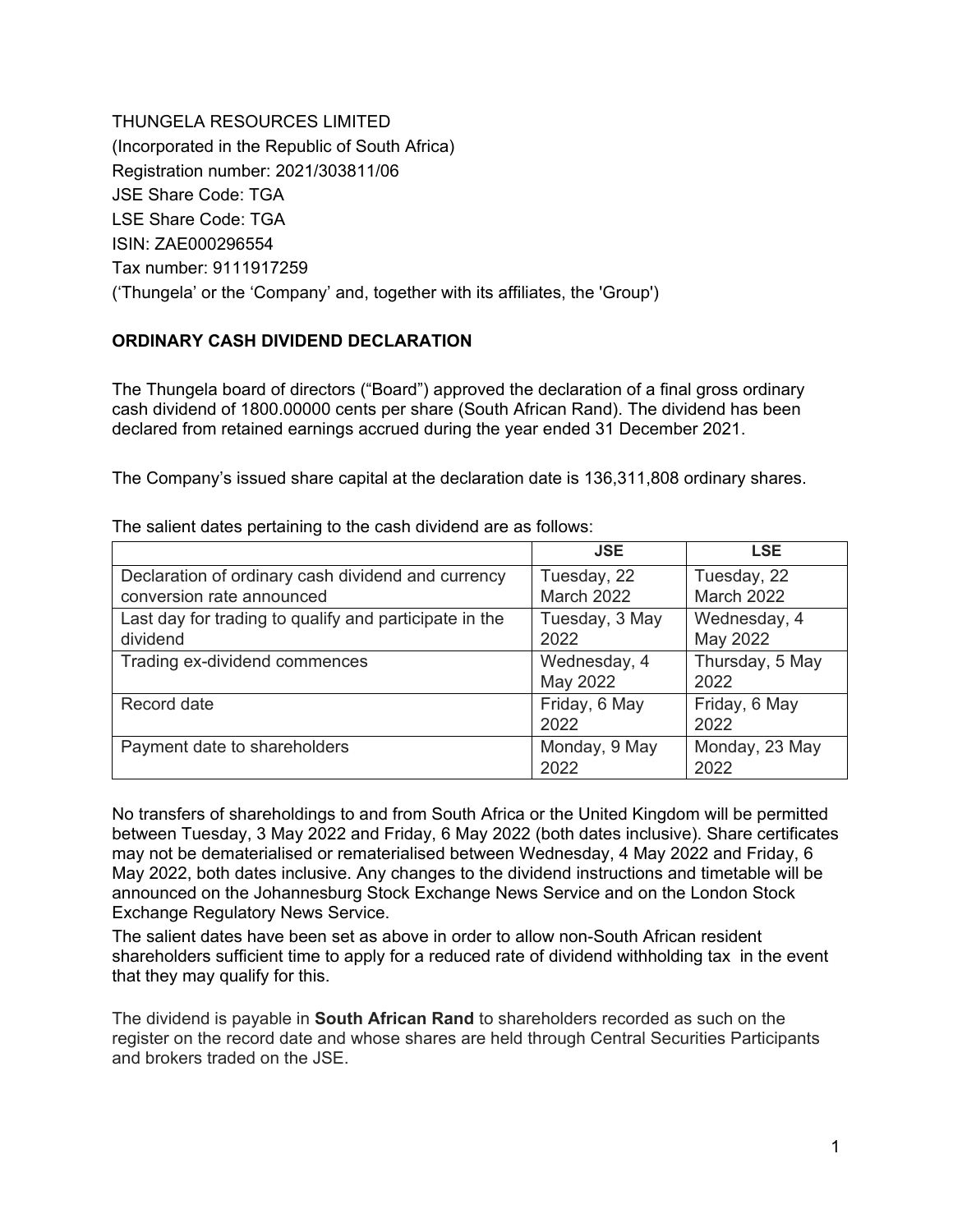THUNGELA RESOURCES LIMITED
(Incorporated in the Republic of South Africa)
Registration number: 2021/303811/06
JSE Share Code: TGA
LSE Share Code: TGA
ISIN: ZAE000296554
Tax number: 9111917259
('Thungela' or the 'Company' and, together with its affiliates, the 'Group')

**ORDINARY CASH DIVIDEND DECLARATION**

The Thungela board of directors ("Board") approved the declaration of a final gross ordinary cash dividend of 1800.00000 cents per share (South African Rand). The dividend has been declared from retained earnings accrued during the year ended 31 December 2021.

The Company's issued share capital at the declaration date is 136,311,808 ordinary shares.

The salient dates pertaining to the cash dividend are as follows:

| | JSE | LSE |
|---|---|---|
| Declaration of ordinary cash dividend and currency conversion rate announced | Tuesday, 22 March 2022 | Tuesday, 22 March 2022 |
| Last day for trading to qualify and participate in the dividend | Tuesday, 3 May 2022 | Wednesday, 4 May 2022 |
| Trading ex-dividend commences | Wednesday, 4 May 2022 | Thursday, 5 May 2022 |
| Record date | Friday, 6 May 2022 | Friday, 6 May 2022 |
| Payment date to shareholders | Monday, 9 May 2022 | Monday, 23 May 2022 |

No transfers of shareholdings to and from South Africa or the United Kingdom will be permitted between Tuesday, 3 May 2022 and Friday, 6 May 2022 (both dates inclusive). Share certificates may not be dematerialised or rematerialised between Wednesday, 4 May 2022 and Friday, 6 May 2022, both dates inclusive. Any changes to the dividend instructions and timetable will be announced on the Johannesburg Stock Exchange News Service and on the London Stock Exchange Regulatory News Service.

The salient dates have been set as above in order to allow non-South African resident shareholders sufficient time to apply for a reduced rate of dividend withholding tax in the event that they may qualify for this.

The dividend is payable in **South African Rand** to shareholders recorded as such on the register on the record date and whose shares are held through Central Securities Participants and brokers traded on the JSE.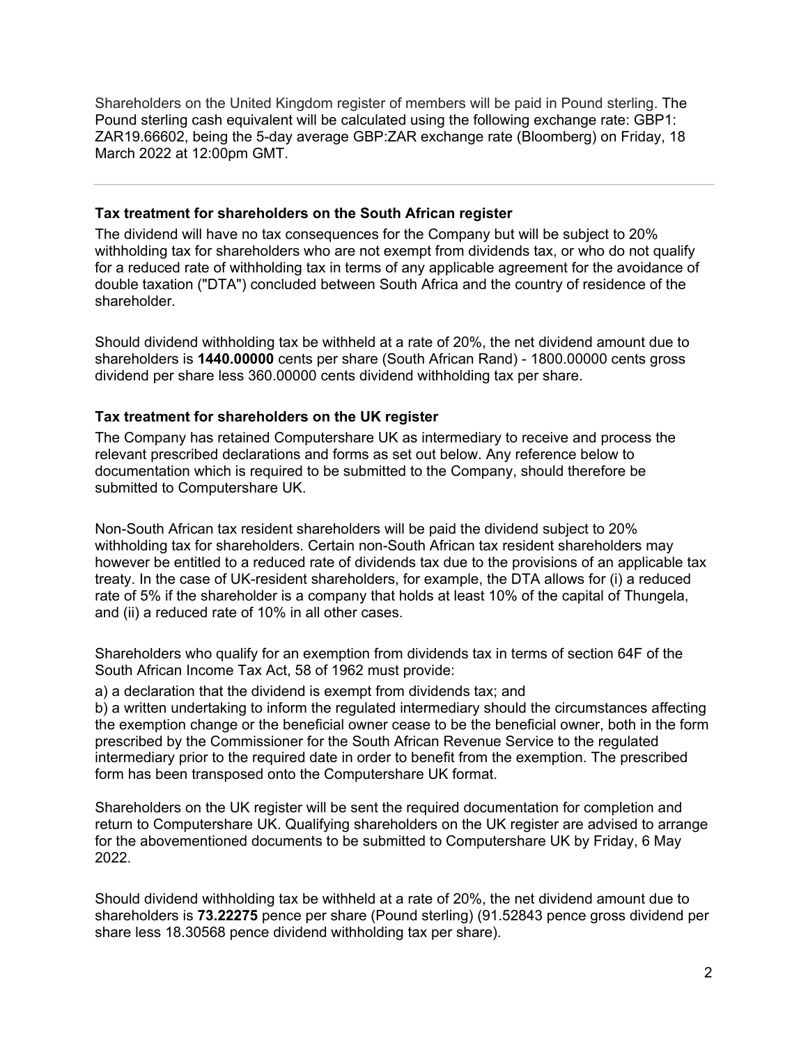Shareholders on the United Kingdom register of members will be paid in Pound sterling. The Pound sterling cash equivalent will be calculated using the following exchange rate: GBP1: ZAR19.66602, being the 5-day average GBP:ZAR exchange rate (Bloomberg) on Friday, 18 March 2022 at 12:00pm GMT.

---

**Tax treatment for shareholders on the South African register**

The dividend will have no tax consequences for the Company but will be subject to 20% withholding tax for shareholders who are not exempt from dividends tax, or who do not qualify for a reduced rate of withholding tax in terms of any applicable agreement for the avoidance of double taxation ("DTA") concluded between South Africa and the country of residence of the shareholder.

Should dividend withholding tax be withheld at a rate of 20%, the net dividend amount due to shareholders is **1440.00000** cents per share (South African Rand) - 1800.00000 cents gross dividend per share less 360.00000 cents dividend withholding tax per share.

**Tax treatment for shareholders on the UK register**

The Company has retained Computershare UK as intermediary to receive and process the relevant prescribed declarations and forms as set out below. Any reference below to documentation which is required to be submitted to the Company, should therefore be submitted to Computershare UK.

Non-South African tax resident shareholders will be paid the dividend subject to 20% withholding tax for shareholders. Certain non-South African tax resident shareholders may however be entitled to a reduced rate of dividends tax due to the provisions of an applicable tax treaty. In the case of UK-resident shareholders, for example, the DTA allows for (i) a reduced rate of 5% if the shareholder is a company that holds at least 10% of the capital of Thungela, and (ii) a reduced rate of 10% in all other cases.

Shareholders who qualify for an exemption from dividends tax in terms of section 64F of the South African Income Tax Act, 58 of 1962 must provide:

a) a declaration that the dividend is exempt from dividends tax; and

b) a written undertaking to inform the regulated intermediary should the circumstances affecting the exemption change or the beneficial owner cease to be the beneficial owner, both in the form prescribed by the Commissioner for the South African Revenue Service to the regulated intermediary prior to the required date in order to benefit from the exemption. The prescribed form has been transposed onto the Computershare UK format.

Shareholders on the UK register will be sent the required documentation for completion and return to Computershare UK. Qualifying shareholders on the UK register are advised to arrange for the abovementioned documents to be submitted to Computershare UK by Friday, 6 May 2022.

Should dividend withholding tax be withheld at a rate of 20%, the net dividend amount due to shareholders is **73.22275** pence per share (Pound sterling) (91.52843 pence gross dividend per share less 18.30568 pence dividend withholding tax per share).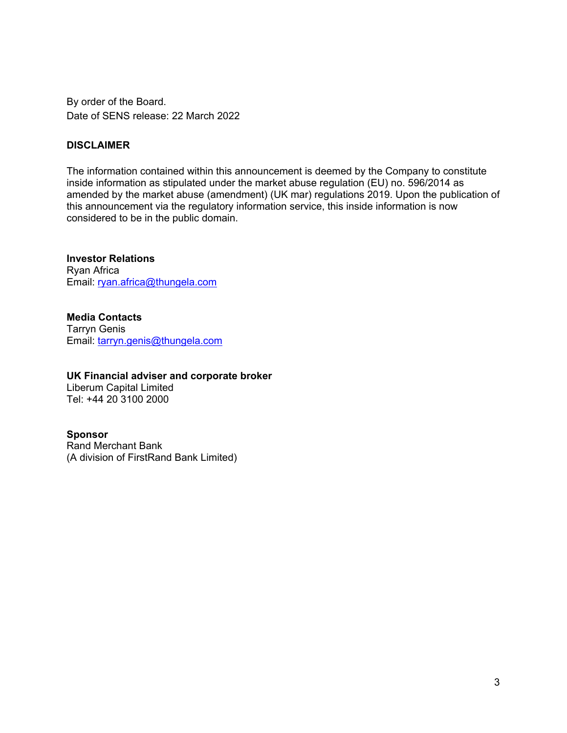By order of the Board.
Date of SENS release: 22 March 2022

**DISCLAIMER**

The information contained within this announcement is deemed by the Company to constitute inside information as stipulated under the market abuse regulation (EU) no. 596/2014 as amended by the market abuse (amendment) (UK mar) regulations 2019. Upon the publication of this announcement via the regulatory information service, this inside information is now considered to be in the public domain.

**Investor Relations**
Ryan Africa
Email: ryan.africa@thungela.com

**Media Contacts**
Tarryn Genis
Email: tarryn.genis@thungela.com

**UK Financial adviser and corporate broker**
Liberum Capital Limited
Tel: +44 20 3100 2000

**Sponsor**
Rand Merchant Bank
(A division of FirstRand Bank Limited)